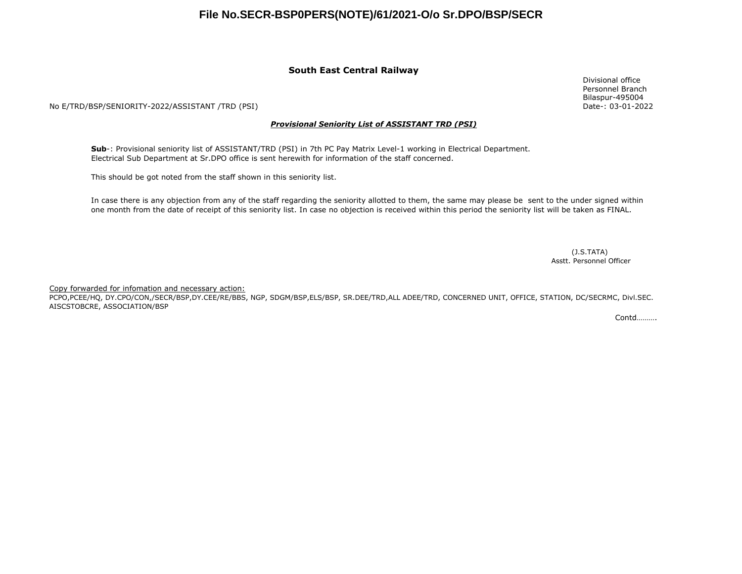**File No.SECR-BSP0PERS(NOTE)/61/2021-O/o Sr.DPO/BSP/SECR**

**South East Central Railway**

Divisional office
Personnel Branch
Bilaspur-495004
Date-: 03-01-2022

No E/TRD/BSP/SENIORITY-2022/ASSISTANT /TRD (PSI)

***Provisional Seniority List of ASSISTANT TRD (PSI)***

**Sub**-: Provisional seniority list of ASSISTANT/TRD (PSI) in 7th PC Pay Matrix Level-1 working in Electrical Department. Electrical Sub Department at Sr.DPO office is sent herewith for information of the staff concerned.

This should be got noted from the staff shown in this seniority list.

In case there is any objection from any of the staff regarding the seniority allotted to them, the same may please be sent to the under signed within one month from the date of receipt of this seniority list. In case no objection is received within this period the seniority list will be taken as FINAL.

(J.S.TATA)
Asstt. Personnel Officer

Copy forwarded for infomation and necessary action:
PCPO,PCEE/HQ, DY.CPO/CON,/SECR/BSP,DY.CEE/RE/BBS, NGP, SDGM/BSP,ELS/BSP, SR.DEE/TRD,ALL ADEE/TRD, CONCERNED UNIT, OFFICE, STATION, DC/SECRMC, Divl.SEC. AISCSTOBCRE, ASSOCIATION/BSP

Contd……….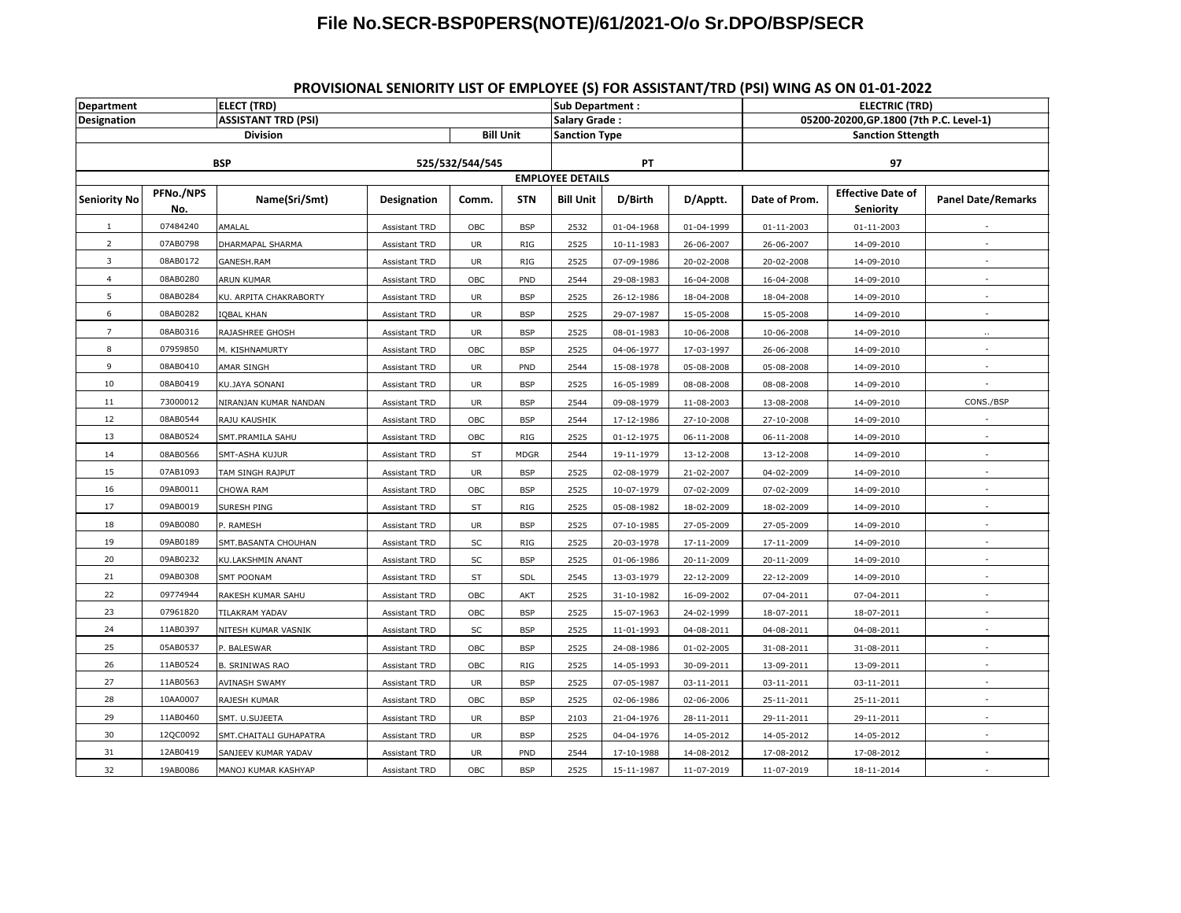# File No.SECR-BSP0PERS(NOTE)/61/2021-O/o Sr.DPO/BSP/SECR

## PROVISIONAL SENIORITY LIST OF EMPLOYEE (S) FOR ASSISTANT/TRD (PSI) WING AS ON 01-01-2022

| Department | | ELECT (TRD) | | | | Sub Department : | | | ELECTRIC (TRD) | | |
|---|---|---|---|---|---|---|---|---|---|---|---|
| Designation | | ASSISTANT TRD (PSI) | | | | Salary Grade : | | | 05200-20200,GP.1800 (7th P.C. Level-1) | | |
| Division | | | | Bill Unit | | Sanction Type | | | Sanction Sttength | | |
| BSP | | | 525/532/544/545 | | | PT | | | 97 | | |
| EMPLOYEE DETAILS | | | | | | | | | | | |
| Seniority No | PFNo./NPS No. | Name(Sri/Smt) | Designation | Comm. | STN | Bill Unit | D/Birth | D/Apptt. | Date of Prom. | Effective Date of Seniority | Panel Date/Remarks |
| 1 | 07484240 | AMALAL | Assistant TRD | OBC | BSP | 2532 | 01-04-1968 | 01-04-1999 | 01-11-2003 | 01-11-2003 | - |
| 2 | 07AB0798 | DHARMAPAL SHARMA | Assistant TRD | UR | RIG | 2525 | 10-11-1983 | 26-06-2007 | 26-06-2007 | 14-09-2010 | - |
| 3 | 08AB0172 | GANESH.RAM | Assistant TRD | UR | RIG | 2525 | 07-09-1986 | 20-02-2008 | 20-02-2008 | 14-09-2010 | - |
| 4 | 08AB0280 | ARUN KUMAR | Assistant TRD | OBC | PND | 2544 | 29-08-1983 | 16-04-2008 | 16-04-2008 | 14-09-2010 | - |
| 5 | 08AB0284 | KU. ARPITA CHAKRABORTY | Assistant TRD | UR | BSP | 2525 | 26-12-1986 | 18-04-2008 | 18-04-2008 | 14-09-2010 | - |
| 6 | 08AB0282 | IQBAL KHAN | Assistant TRD | UR | BSP | 2525 | 29-07-1987 | 15-05-2008 | 15-05-2008 | 14-09-2010 | - |
| 7 | 08AB0316 | RAJASHREE GHOSH | Assistant TRD | UR | BSP | 2525 | 08-01-1983 | 10-06-2008 | 10-06-2008 | 14-09-2010 | .. |
| 8 | 07959850 | M. KISHNAMURTY | Assistant TRD | OBC | BSP | 2525 | 04-06-1977 | 17-03-1997 | 26-06-2008 | 14-09-2010 | - |
| 9 | 08AB0410 | AMAR SINGH | Assistant TRD | UR | PND | 2544 | 15-08-1978 | 05-08-2008 | 05-08-2008 | 14-09-2010 | - |
| 10 | 08AB0419 | KU.JAYA SONANI | Assistant TRD | UR | BSP | 2525 | 16-05-1989 | 08-08-2008 | 08-08-2008 | 14-09-2010 | - |
| 11 | 73000012 | NIRANJAN KUMAR NANDAN | Assistant TRD | UR | BSP | 2544 | 09-08-1979 | 11-08-2003 | 13-08-2008 | 14-09-2010 | CONS./BSP |
| 12 | 08AB0544 | RAJU KAUSHIK | Assistant TRD | OBC | BSP | 2544 | 17-12-1986 | 27-10-2008 | 27-10-2008 | 14-09-2010 | - |
| 13 | 08AB0524 | SMT.PRAMILA SAHU | Assistant TRD | OBC | RIG | 2525 | 01-12-1975 | 06-11-2008 | 06-11-2008 | 14-09-2010 | - |
| 14 | 08AB0566 | SMT-ASHA KUJUR | Assistant TRD | ST | MDGR | 2544 | 19-11-1979 | 13-12-2008 | 13-12-2008 | 14-09-2010 | - |
| 15 | 07AB1093 | TAM SINGH RAJPUT | Assistant TRD | UR | BSP | 2525 | 02-08-1979 | 21-02-2007 | 04-02-2009 | 14-09-2010 | - |
| 16 | 09AB0011 | CHOWA RAM | Assistant TRD | OBC | BSP | 2525 | 10-07-1979 | 07-02-2009 | 07-02-2009 | 14-09-2010 | - |
| 17 | 09AB0019 | SURESH PING | Assistant TRD | ST | RIG | 2525 | 05-08-1982 | 18-02-2009 | 18-02-2009 | 14-09-2010 | - |
| 18 | 09AB0080 | P. RAMESH | Assistant TRD | UR | BSP | 2525 | 07-10-1985 | 27-05-2009 | 27-05-2009 | 14-09-2010 | - |
| 19 | 09AB0189 | SMT.BASANTA CHOUHAN | Assistant TRD | SC | RIG | 2525 | 20-03-1978 | 17-11-2009 | 17-11-2009 | 14-09-2010 | - |
| 20 | 09AB0232 | KU.LAKSHMIN ANANT | Assistant TRD | SC | BSP | 2525 | 01-06-1986 | 20-11-2009 | 20-11-2009 | 14-09-2010 | - |
| 21 | 09AB0308 | SMT POONAM | Assistant TRD | ST | SDL | 2545 | 13-03-1979 | 22-12-2009 | 22-12-2009 | 14-09-2010 | - |
| 22 | 09774944 | RAKESH KUMAR SAHU | Assistant TRD | OBC | AKT | 2525 | 31-10-1982 | 16-09-2002 | 07-04-2011 | 07-04-2011 | - |
| 23 | 07961820 | TILAKRAM YADAV | Assistant TRD | OBC | BSP | 2525 | 15-07-1963 | 24-02-1999 | 18-07-2011 | 18-07-2011 | - |
| 24 | 11AB0397 | NITESH KUMAR VASNIK | Assistant TRD | SC | BSP | 2525 | 11-01-1993 | 04-08-2011 | 04-08-2011 | 04-08-2011 | - |
| 25 | 05AB0537 | P. BALESWAR | Assistant TRD | OBC | BSP | 2525 | 24-08-1986 | 01-02-2005 | 31-08-2011 | 31-08-2011 | - |
| 26 | 11AB0524 | B. SRINIWAS RAO | Assistant TRD | OBC | RIG | 2525 | 14-05-1993 | 30-09-2011 | 13-09-2011 | 13-09-2011 | - |
| 27 | 11AB0563 | AVINASH SWAMY | Assistant TRD | UR | BSP | 2525 | 07-05-1987 | 03-11-2011 | 03-11-2011 | 03-11-2011 | - |
| 28 | 10AA0007 | RAJESH KUMAR | Assistant TRD | OBC | BSP | 2525 | 02-06-1986 | 02-06-2006 | 25-11-2011 | 25-11-2011 | - |
| 29 | 11AB0460 | SMT. U.SUJEETA | Assistant TRD | UR | BSP | 2103 | 21-04-1976 | 28-11-2011 | 29-11-2011 | 29-11-2011 | - |
| 30 | 12QC0092 | SMT.CHAITALI GUHAPATRA | Assistant TRD | UR | BSP | 2525 | 04-04-1976 | 14-05-2012 | 14-05-2012 | 14-05-2012 | - |
| 31 | 12AB0419 | SANJEEV KUMAR YADAV | Assistant TRD | UR | PND | 2544 | 17-10-1988 | 14-08-2012 | 17-08-2012 | 17-08-2012 | - |
| 32 | 19AB0086 | MANOJ KUMAR KASHYAP | Assistant TRD | OBC | BSP | 2525 | 15-11-1987 | 11-07-2019 | 11-07-2019 | 18-11-2014 | - |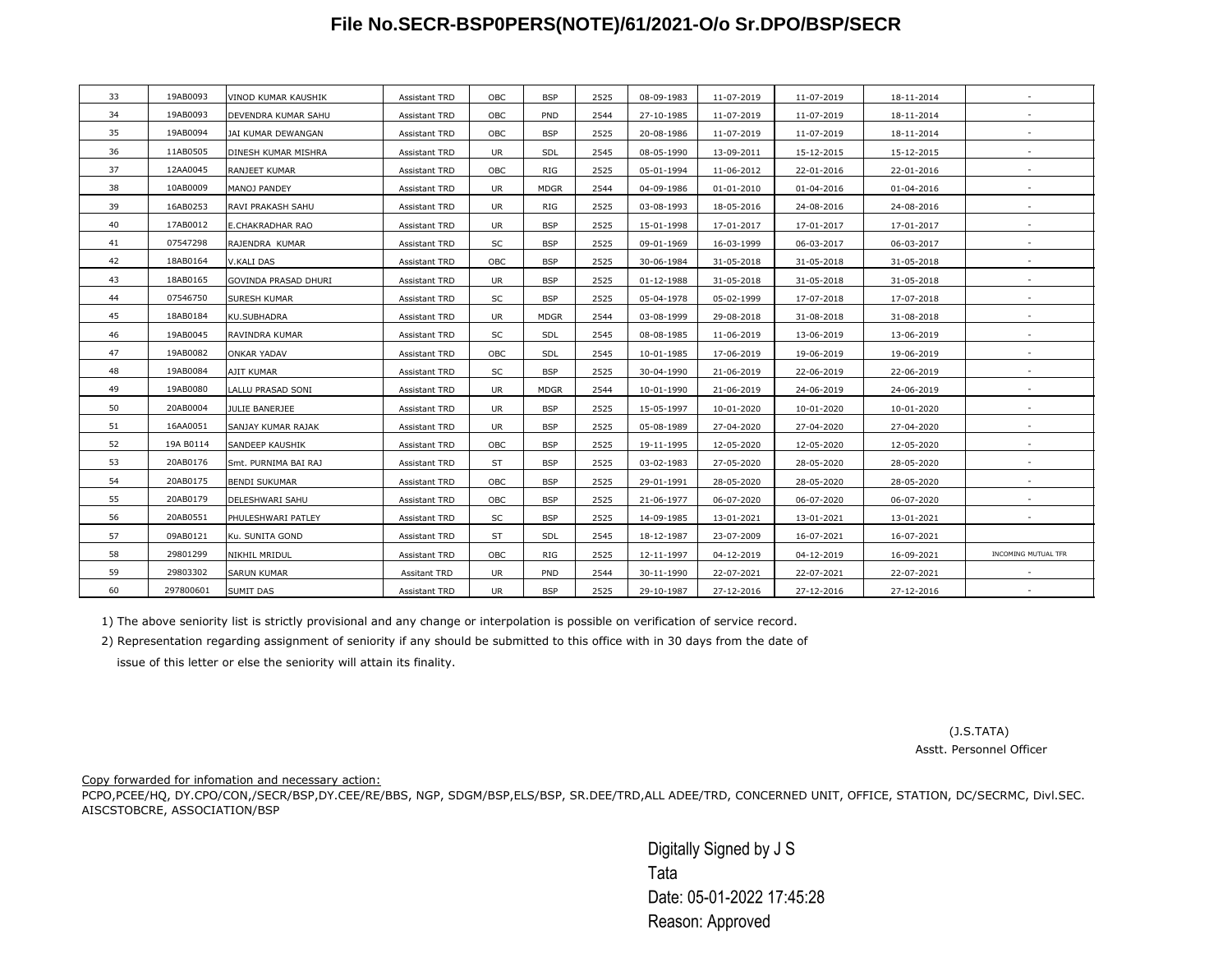# File No.SECR-BSP0PERS(NOTE)/61/2021-O/o Sr.DPO/BSP/SECR

| | | | | | | | | | | | |
|---|---|---|---|---|---|---|---|---|---|---|---|
| 33 | 19AB0093 | VINOD KUMAR KAUSHIK | Assistant TRD | OBC | BSP | 2525 | 08-09-1983 | 11-07-2019 | 11-07-2019 | 18-11-2014 | - |
| 34 | 19AB0093 | DEVENDRA KUMAR SAHU | Assistant TRD | OBC | PND | 2544 | 27-10-1985 | 11-07-2019 | 11-07-2019 | 18-11-2014 | - |
| 35 | 19AB0094 | JAI KUMAR DEWANGAN | Assistant TRD | OBC | BSP | 2525 | 20-08-1986 | 11-07-2019 | 11-07-2019 | 18-11-2014 | - |
| 36 | 11AB0505 | DINESH KUMAR MISHRA | Assistant TRD | UR | SDL | 2545 | 08-05-1990 | 13-09-2011 | 15-12-2015 | 15-12-2015 | - |
| 37 | 12AA0045 | RANJEET KUMAR | Assistant TRD | OBC | RIG | 2525 | 05-01-1994 | 11-06-2012 | 22-01-2016 | 22-01-2016 | - |
| 38 | 10AB0009 | MANOJ PANDEY | Assistant TRD | UR | MDGR | 2544 | 04-09-1986 | 01-01-2010 | 01-04-2016 | 01-04-2016 | - |
| 39 | 16AB0253 | RAVI PRAKASH SAHU | Assistant TRD | UR | RIG | 2525 | 03-08-1993 | 18-05-2016 | 24-08-2016 | 24-08-2016 | - |
| 40 | 17AB0012 | E.CHAKRADHAR RAO | Assistant TRD | UR | BSP | 2525 | 15-01-1998 | 17-01-2017 | 17-01-2017 | 17-01-2017 | - |
| 41 | 07547298 | RAJENDRA KUMAR | Assistant TRD | SC | BSP | 2525 | 09-01-1969 | 16-03-1999 | 06-03-2017 | 06-03-2017 | - |
| 42 | 18AB0164 | V.KALI DAS | Assistant TRD | OBC | BSP | 2525 | 30-06-1984 | 31-05-2018 | 31-05-2018 | 31-05-2018 | - |
| 43 | 18AB0165 | GOVINDA PRASAD DHURI | Assistant TRD | UR | BSP | 2525 | 01-12-1988 | 31-05-2018 | 31-05-2018 | 31-05-2018 | - |
| 44 | 07546750 | SURESH KUMAR | Assistant TRD | SC | BSP | 2525 | 05-04-1978 | 05-02-1999 | 17-07-2018 | 17-07-2018 | - |
| 45 | 18AB0184 | KU.SUBHADRA | Assistant TRD | UR | MDGR | 2544 | 03-08-1999 | 29-08-2018 | 31-08-2018 | 31-08-2018 | - |
| 46 | 19AB0045 | RAVINDRA KUMAR | Assistant TRD | SC | SDL | 2545 | 08-08-1985 | 11-06-2019 | 13-06-2019 | 13-06-2019 | - |
| 47 | 19AB0082 | ONKAR YADAV | Assistant TRD | OBC | SDL | 2545 | 10-01-1985 | 17-06-2019 | 19-06-2019 | 19-06-2019 | - |
| 48 | 19AB0084 | AJIT KUMAR | Assistant TRD | SC | BSP | 2525 | 30-04-1990 | 21-06-2019 | 22-06-2019 | 22-06-2019 | - |
| 49 | 19AB0080 | LALLU PRASAD SONI | Assistant TRD | UR | MDGR | 2544 | 10-01-1990 | 21-06-2019 | 24-06-2019 | 24-06-2019 | - |
| 50 | 20AB0004 | JULIE BANERJEE | Assistant TRD | UR | BSP | 2525 | 15-05-1997 | 10-01-2020 | 10-01-2020 | 10-01-2020 | - |
| 51 | 16AA0051 | SANJAY KUMAR RAJAK | Assistant TRD | UR | BSP | 2525 | 05-08-1989 | 27-04-2020 | 27-04-2020 | 27-04-2020 | - |
| 52 | 19A B0114 | SANDEEP KAUSHIK | Assistant TRD | OBC | BSP | 2525 | 19-11-1995 | 12-05-2020 | 12-05-2020 | 12-05-2020 | - |
| 53 | 20AB0176 | Smt. PURNIMA BAI RAJ | Assistant TRD | ST | BSP | 2525 | 03-02-1983 | 27-05-2020 | 28-05-2020 | 28-05-2020 | - |
| 54 | 20AB0175 | BENDI SUKUMAR | Assistant TRD | OBC | BSP | 2525 | 29-01-1991 | 28-05-2020 | 28-05-2020 | 28-05-2020 | - |
| 55 | 20AB0179 | DELESHWARI SAHU | Assistant TRD | OBC | BSP | 2525 | 21-06-1977 | 06-07-2020 | 06-07-2020 | 06-07-2020 | - |
| 56 | 20AB0551 | PHULESHWARI PATLEY | Assistant TRD | SC | BSP | 2525 | 14-09-1985 | 13-01-2021 | 13-01-2021 | 13-01-2021 | - |
| 57 | 09AB0121 | Ku. SUNITA GOND | Assistant TRD | ST | SDL | 2545 | 18-12-1987 | 23-07-2009 | 16-07-2021 | 16-07-2021 | |
| 58 | 29801299 | NIKHIL MRIDUL | Assistant TRD | OBC | RIG | 2525 | 12-11-1997 | 04-12-2019 | 04-12-2019 | 16-09-2021 | INCOMING MUTUAL TFR |
| 59 | 29803302 | SARUN KUMAR | Assitant TRD | UR | PND | 2544 | 30-11-1990 | 22-07-2021 | 22-07-2021 | 22-07-2021 | - |
| 60 | 297800601 | SUMIT DAS | Assistant TRD | UR | BSP | 2525 | 29-10-1987 | 27-12-2016 | 27-12-2016 | 27-12-2016 | - |

1) The above seniority list is strictly provisional and any change or interpolation is possible on verification of service record.

2) Representation regarding assignment of seniority if any should be submitted to this office with in 30 days from the date of issue of this letter or else the seniority will attain its finality.

(J.S.TATA)
Asstt. Personnel Officer

Copy forwarded for infomation and necessary action:

PCPO,PCEE/HQ, DY.CPO/CON,/SECR/BSP,DY.CEE/RE/BBS, NGP, SDGM/BSP,ELS/BSP, SR.DEE/TRD,ALL ADEE/TRD, CONCERNED UNIT, OFFICE, STATION, DC/SECRMC, Divl.SEC. AISCSTOBCRE, ASSOCIATION/BSP

Digitally Signed by J S Tata
Date: 05-01-2022 17:45:28
Reason: Approved